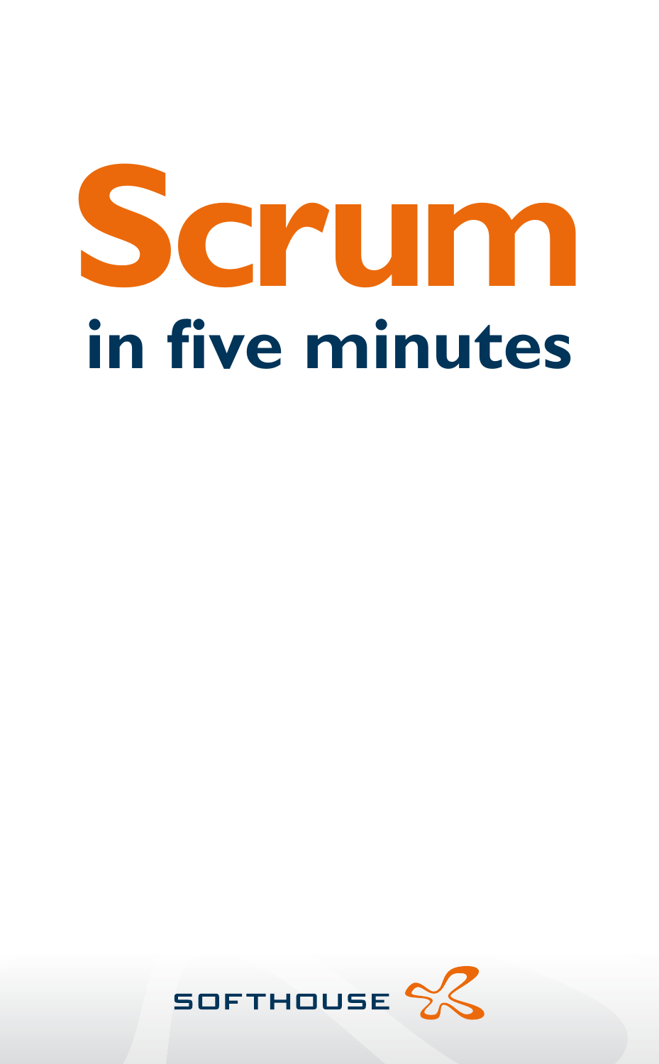# Scrum

## in five minutes

SOFTHOUSE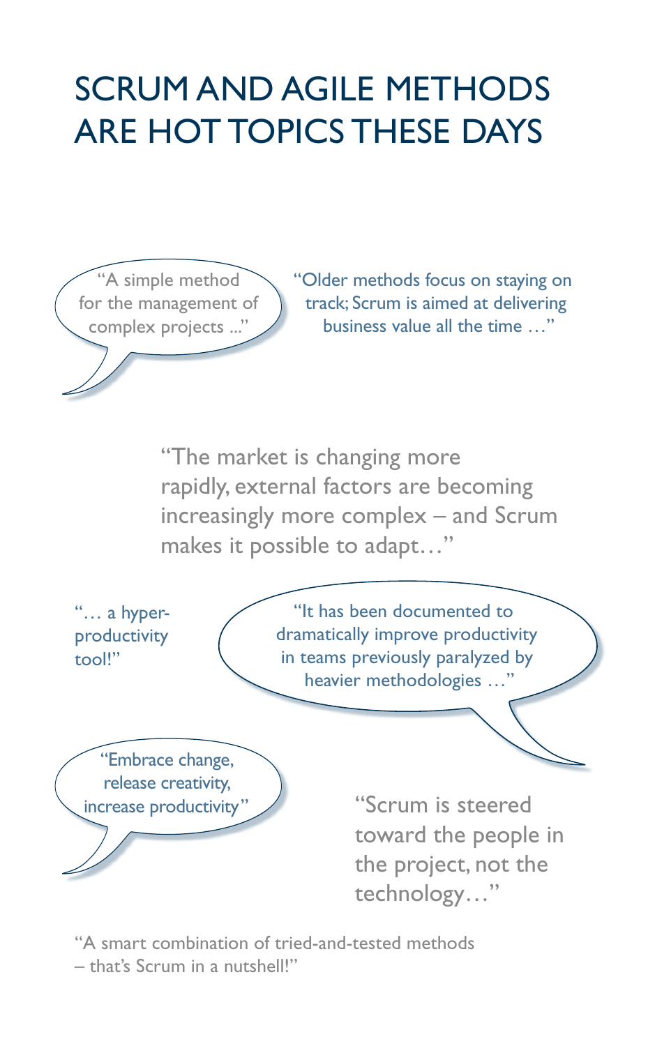# SCRUM AND AGILE METHODS ARE HOT TOPICS THESE DAYS

"A simple method for the management of complex projects ..."

"Older methods focus on staying on track; Scrum is aimed at delivering business value all the time …"

"The market is changing more rapidly, external factors are becoming increasingly more complex – and Scrum makes it possible to adapt…"

"… a hyper-productivity tool!"

"It has been documented to dramatically improve productivity in teams previously paralyzed by heavier methodologies …"

"Embrace change, release creativity, increase productivity"

"Scrum is steered toward the people in the project, not the technology…"

"A smart combination of tried-and-tested methods – that's Scrum in a nutshell!"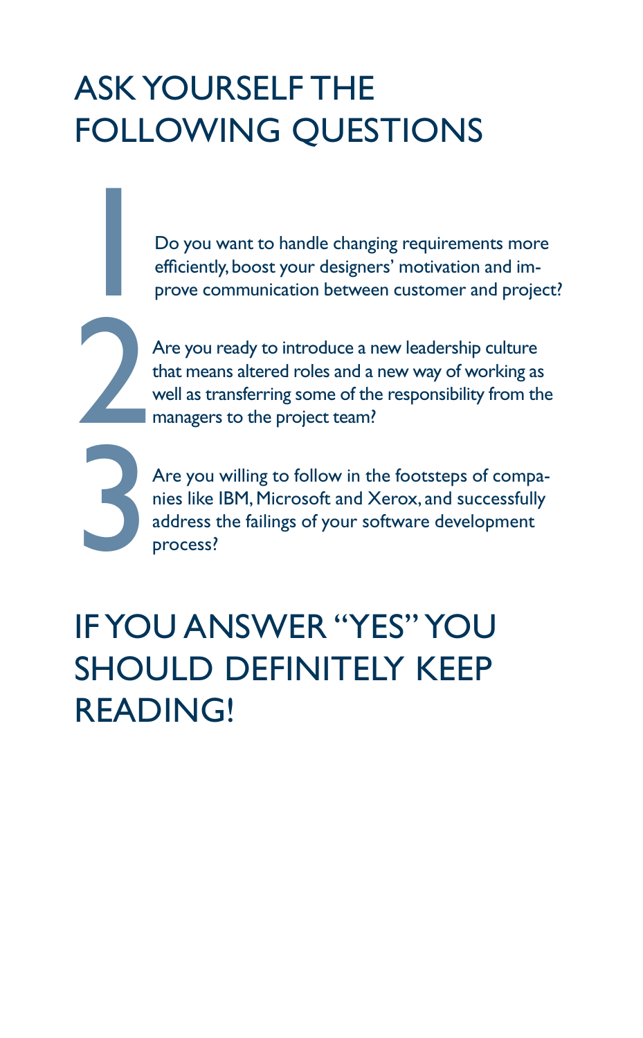# ASK YOURSELF THE FOLLOWING QUESTIONS

1. Do you want to handle changing requirements more efficiently, boost your designers' motivation and improve communication between customer and project?

2. Are you ready to introduce a new leadership culture that means altered roles and a new way of working as well as transferring some of the responsibility from the managers to the project team?

3. Are you willing to follow in the footsteps of companies like IBM, Microsoft and Xerox, and successfully address the failings of your software development process?

# IF YOU ANSWER "YES" YOU SHOULD DEFINITELY KEEP READING!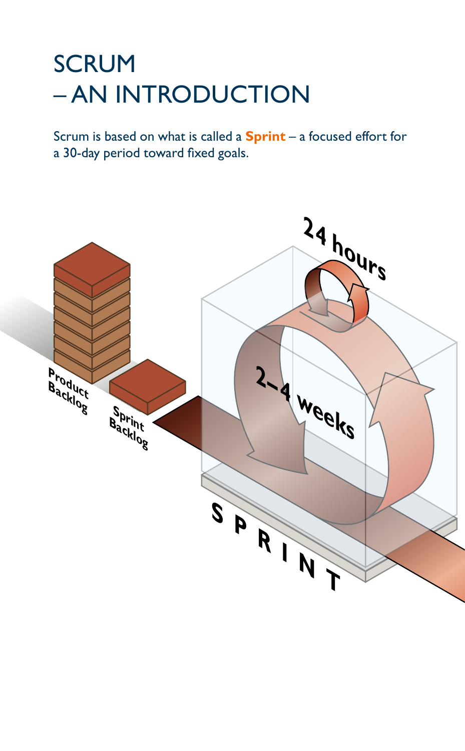# SCRUM
# – AN INTRODUCTION

Scrum is based on what is called a **Sprint** – a focused effort for a 30-day period toward fixed goals.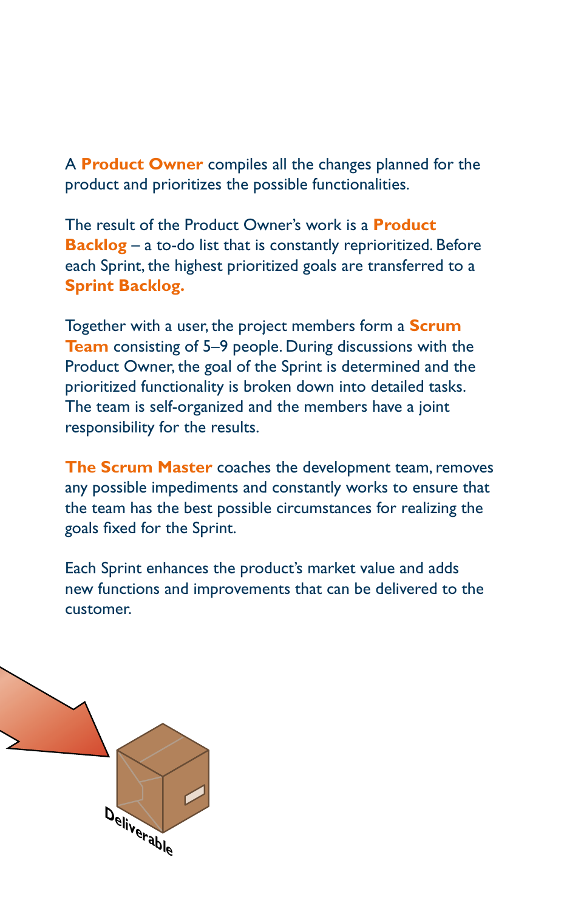A **Product Owner** compiles all the changes planned for the product and prioritizes the possible functionalities.

The result of the Product Owner's work is a **Product Backlog** – a to-do list that is constantly reprioritized. Before each Sprint, the highest prioritized goals are transferred to a **Sprint Backlog.**

Together with a user, the project members form a **Scrum Team** consisting of 5–9 people. During discussions with the Product Owner, the goal of the Sprint is determined and the prioritized functionality is broken down into detailed tasks. The team is self-organized and the members have a joint responsibility for the results.

**The Scrum Master** coaches the development team, removes any possible impediments and constantly works to ensure that the team has the best possible circumstances for realizing the goals fixed for the Sprint.

Each Sprint enhances the product's market value and adds new functions and improvements that can be delivered to the customer.

Deliverable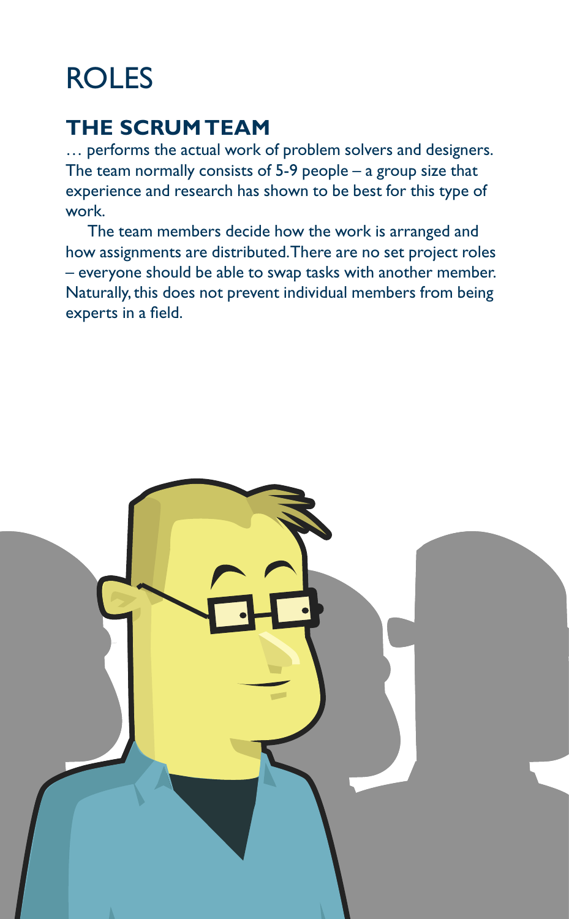# ROLES

## THE SCRUM TEAM

… performs the actual work of problem solvers and designers. The team normally consists of 5-9 people – a group size that experience and research has shown to be best for this type of work.

The team members decide how the work is arranged and how assignments are distributed. There are no set project roles – everyone should be able to swap tasks with another member. Naturally, this does not prevent individual members from being experts in a field.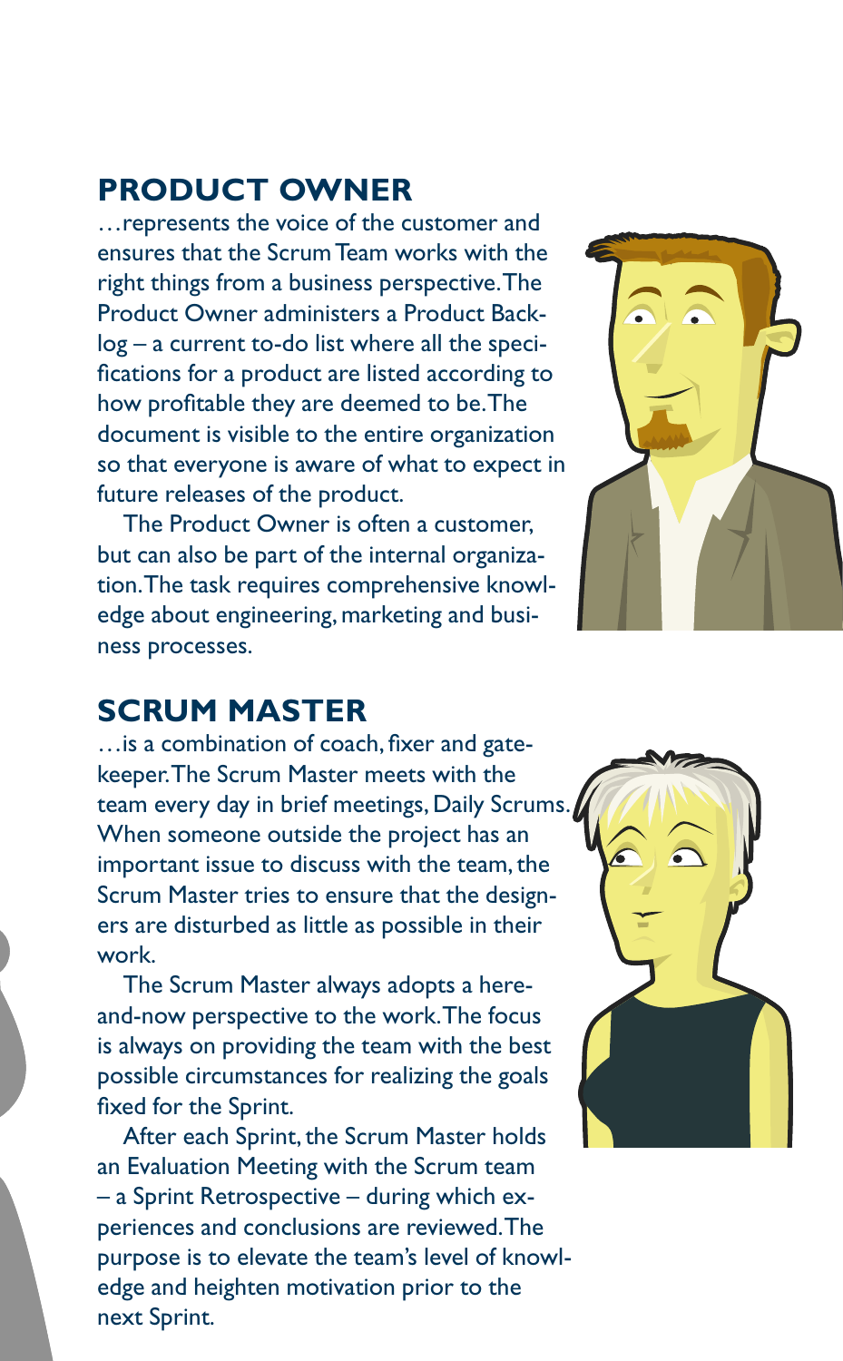## PRODUCT OWNER

…represents the voice of the customer and ensures that the Scrum Team works with the right things from a business perspective. The Product Owner administers a Product Backlog – a current to-do list where all the specifications for a product are listed according to how profitable they are deemed to be. The document is visible to the entire organization so that everyone is aware of what to expect in future releases of the product.

The Product Owner is often a customer, but can also be part of the internal organization. The task requires comprehensive knowledge about engineering, marketing and business processes.

## SCRUM MASTER

…is a combination of coach, fixer and gatekeeper. The Scrum Master meets with the team every day in brief meetings, Daily Scrums. When someone outside the project has an important issue to discuss with the team, the Scrum Master tries to ensure that the designers are disturbed as little as possible in their work.

The Scrum Master always adopts a here-and-now perspective to the work. The focus is always on providing the team with the best possible circumstances for realizing the goals fixed for the Sprint.

After each Sprint, the Scrum Master holds an Evaluation Meeting with the Scrum team – a Sprint Retrospective – during which experiences and conclusions are reviewed. The purpose is to elevate the team's level of knowledge and heighten motivation prior to the next Sprint.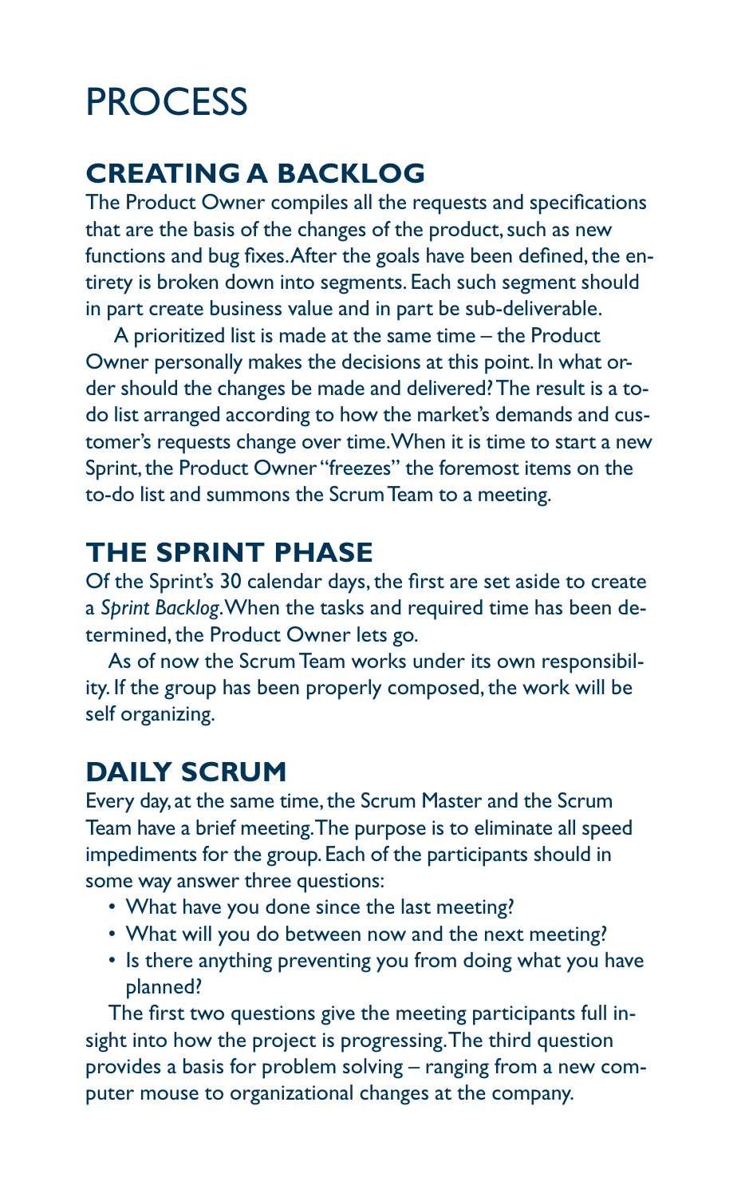# PROCESS

## CREATING A BACKLOG

The Product Owner compiles all the requests and specifications that are the basis of the changes of the product, such as new functions and bug fixes. After the goals have been defined, the entirety is broken down into segments. Each such segment should in part create business value and in part be sub-deliverable.

A prioritized list is made at the same time – the Product Owner personally makes the decisions at this point. In what order should the changes be made and delivered? The result is a to-do list arranged according to how the market's demands and customer's requests change over time. When it is time to start a new Sprint, the Product Owner "freezes" the foremost items on the to-do list and summons the Scrum Team to a meeting.

## THE SPRINT PHASE

Of the Sprint's 30 calendar days, the first are set aside to create a *Sprint Backlog*. When the tasks and required time has been determined, the Product Owner lets go.

As of now the Scrum Team works under its own responsibility. If the group has been properly composed, the work will be self organizing.

## DAILY SCRUM

Every day, at the same time, the Scrum Master and the Scrum Team have a brief meeting. The purpose is to eliminate all speed impediments for the group. Each of the participants should in some way answer three questions:

- What have you done since the last meeting?
- What will you do between now and the next meeting?
- Is there anything preventing you from doing what you have planned?

The first two questions give the meeting participants full insight into how the project is progressing. The third question provides a basis for problem solving – ranging from a new computer mouse to organizational changes at the company.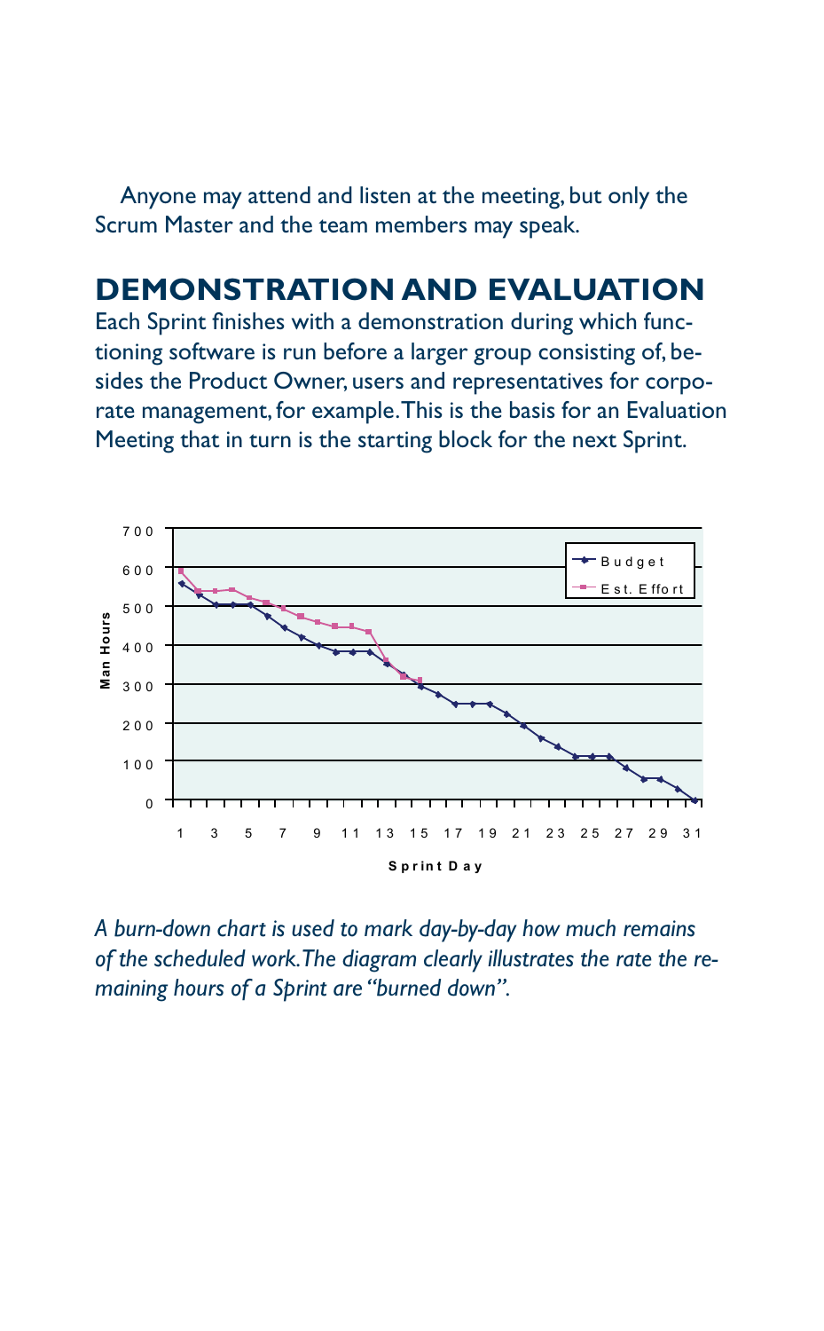Anyone may attend and listen at the meeting, but only the Scrum Master and the team members may speak.

## DEMONSTRATION AND EVALUATION

Each Sprint finishes with a demonstration during which functioning software is run before a larger group consisting of, besides the Product Owner, users and representatives for corporate management, for example. This is the basis for an Evaluation Meeting that in turn is the starting block for the next Sprint.

*A burn-down chart is used to mark day-by-day how much remains of the scheduled work. The diagram clearly illustrates the rate the remaining hours of a Sprint are "burned down".*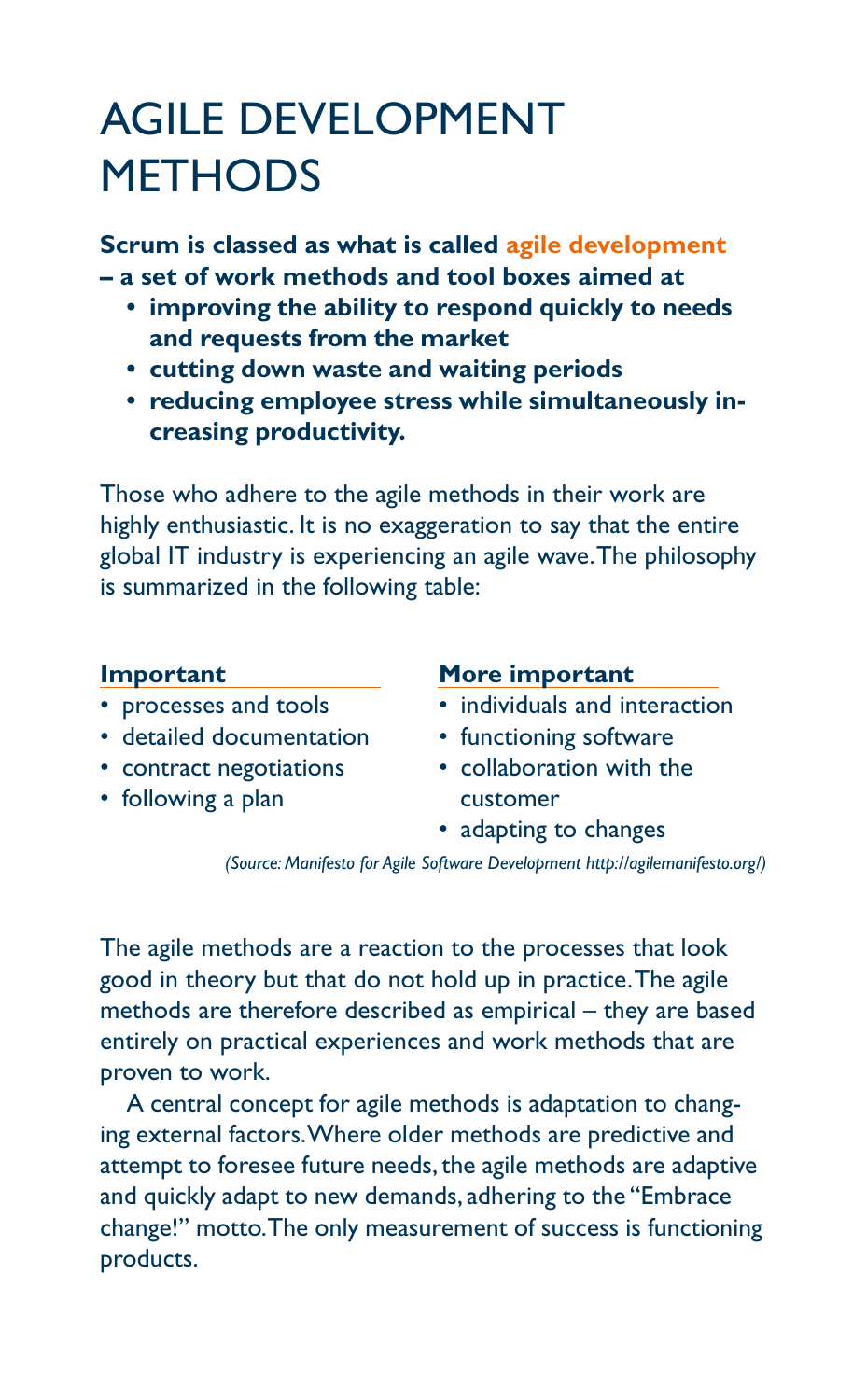# AGILE DEVELOPMENT METHODS

**Scrum is classed as what is called agile development – a set of work methods and tool boxes aimed at**

- **improving the ability to respond quickly to needs and requests from the market**
- **cutting down waste and waiting periods**
- **reducing employee stress while simultaneously increasing productivity.**

Those who adhere to the agile methods in their work are highly enthusiastic. It is no exaggeration to say that the entire global IT industry is experiencing an agile wave. The philosophy is summarized in the following table:

| Important | More important |
|---|---|
| • processes and tools | • individuals and interaction |
| • detailed documentation | • functioning software |
| • contract negotiations | • collaboration with the customer |
| • following a plan | • adapting to changes |

*(Source: Manifesto for Agile Software Development http://agilemanifesto.org/)*

The agile methods are a reaction to the processes that look good in theory but that do not hold up in practice. The agile methods are therefore described as empirical – they are based entirely on practical experiences and work methods that are proven to work.

A central concept for agile methods is adaptation to changing external factors. Where older methods are predictive and attempt to foresee future needs, the agile methods are adaptive and quickly adapt to new demands, adhering to the "Embrace change!" motto. The only measurement of success is functioning products.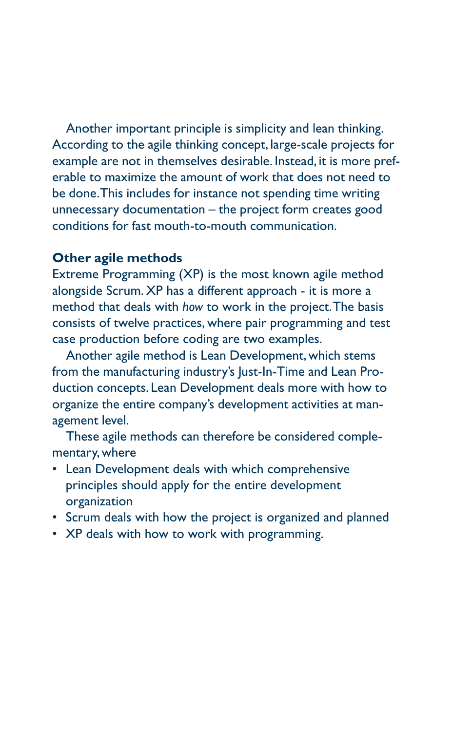Another important principle is simplicity and lean thinking. According to the agile thinking concept, large-scale projects for example are not in themselves desirable. Instead, it is more preferable to maximize the amount of work that does not need to be done. This includes for instance not spending time writing unnecessary documentation – the project form creates good conditions for fast mouth-to-mouth communication.

**Other agile methods**

Extreme Programming (XP) is the most known agile method alongside Scrum. XP has a different approach - it is more a method that deals with *how* to work in the project. The basis consists of twelve practices, where pair programming and test case production before coding are two examples.

Another agile method is Lean Development, which stems from the manufacturing industry's Just-In-Time and Lean Production concepts. Lean Development deals more with how to organize the entire company's development activities at management level.

These agile methods can therefore be considered complementary, where

- Lean Development deals with which comprehensive principles should apply for the entire development organization
- Scrum deals with how the project is organized and planned
- XP deals with how to work with programming.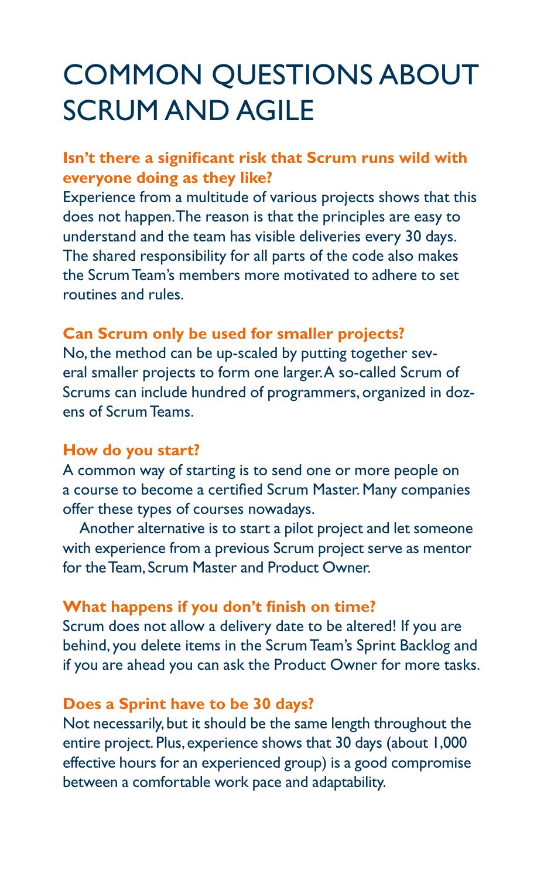# COMMON QUESTIONS ABOUT SCRUM AND AGILE

**Isn't there a significant risk that Scrum runs wild with everyone doing as they like?**

Experience from a multitude of various projects shows that this does not happen. The reason is that the principles are easy to understand and the team has visible deliveries every 30 days. The shared responsibility for all parts of the code also makes the Scrum Team's members more motivated to adhere to set routines and rules.

**Can Scrum only be used for smaller projects?**

No, the method can be up-scaled by putting together several smaller projects to form one larger. A so-called Scrum of Scrums can include hundred of programmers, organized in dozens of Scrum Teams.

**How do you start?**

A common way of starting is to send one or more people on a course to become a certified Scrum Master. Many companies offer these types of courses nowadays.

Another alternative is to start a pilot project and let someone with experience from a previous Scrum project serve as mentor for the Team, Scrum Master and Product Owner.

**What happens if you don't finish on time?**

Scrum does not allow a delivery date to be altered! If you are behind, you delete items in the Scrum Team's Sprint Backlog and if you are ahead you can ask the Product Owner for more tasks.

**Does a Sprint have to be 30 days?**

Not necessarily, but it should be the same length throughout the entire project. Plus, experience shows that 30 days (about 1,000 effective hours for an experienced group) is a good compromise between a comfortable work pace and adaptability.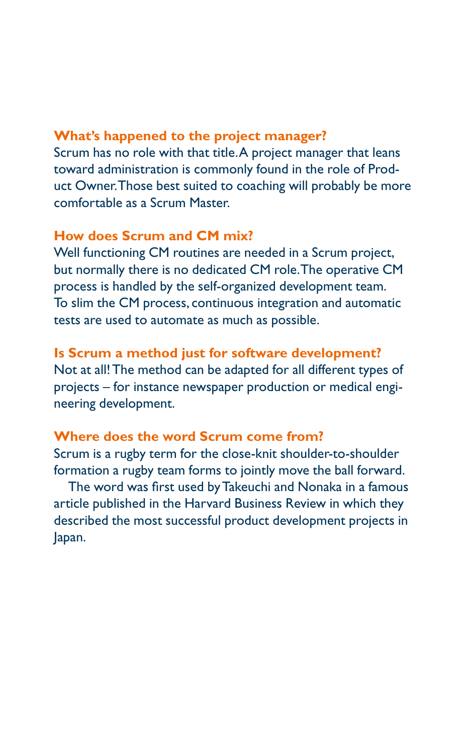### What's happened to the project manager?

Scrum has no role with that title. A project manager that leans toward administration is commonly found in the role of Product Owner. Those best suited to coaching will probably be more comfortable as a Scrum Master.

### How does Scrum and CM mix?

Well functioning CM routines are needed in a Scrum project, but normally there is no dedicated CM role. The operative CM process is handled by the self-organized development team. To slim the CM process, continuous integration and automatic tests are used to automate as much as possible.

### Is Scrum a method just for software development?

Not at all! The method can be adapted for all different types of projects – for instance newspaper production or medical engineering development.

### Where does the word Scrum come from?

Scrum is a rugby term for the close-knit shoulder-to-shoulder formation a rugby team forms to jointly move the ball forward.

The word was first used by Takeuchi and Nonaka in a famous article published in the Harvard Business Review in which they described the most successful product development projects in Japan.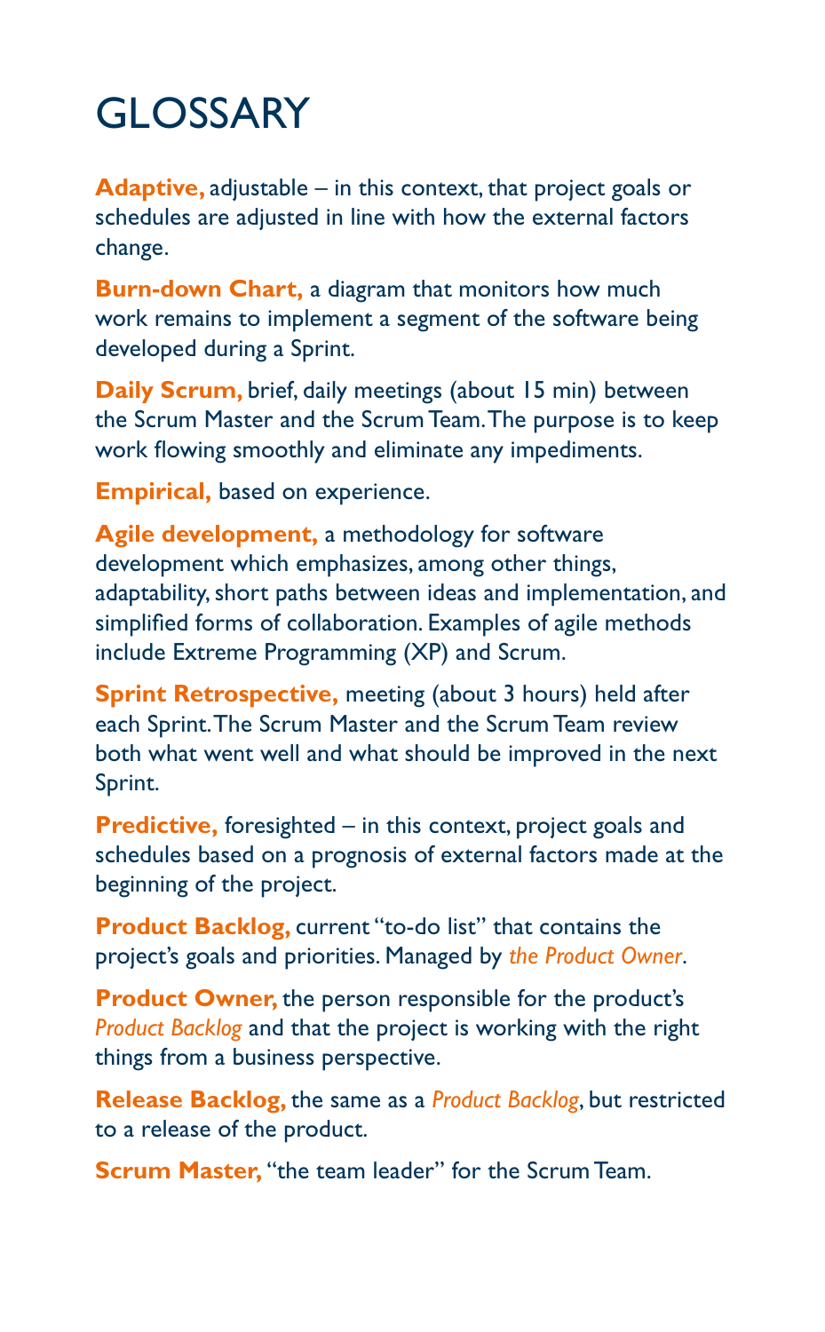# GLOSSARY

**Adaptive,** adjustable – in this context, that project goals or schedules are adjusted in line with how the external factors change.

**Burn-down Chart,** a diagram that monitors how much work remains to implement a segment of the software being developed during a Sprint.

**Daily Scrum,** brief, daily meetings (about 15 min) between the Scrum Master and the Scrum Team. The purpose is to keep work flowing smoothly and eliminate any impediments.

**Empirical,** based on experience.

**Agile development,** a methodology for software development which emphasizes, among other things, adaptability, short paths between ideas and implementation, and simplified forms of collaboration. Examples of agile methods include Extreme Programming (XP) and Scrum.

**Sprint Retrospective,** meeting (about 3 hours) held after each Sprint. The Scrum Master and the Scrum Team review both what went well and what should be improved in the next Sprint.

**Predictive,** foresighted – in this context, project goals and schedules based on a prognosis of external factors made at the beginning of the project.

**Product Backlog,** current "to-do list" that contains the project's goals and priorities. Managed by *the Product Owner*.

**Product Owner,** the person responsible for the product's *Product Backlog* and that the project is working with the right things from a business perspective.

**Release Backlog,** the same as a *Product Backlog*, but restricted to a release of the product.

**Scrum Master,** "the team leader" for the Scrum Team.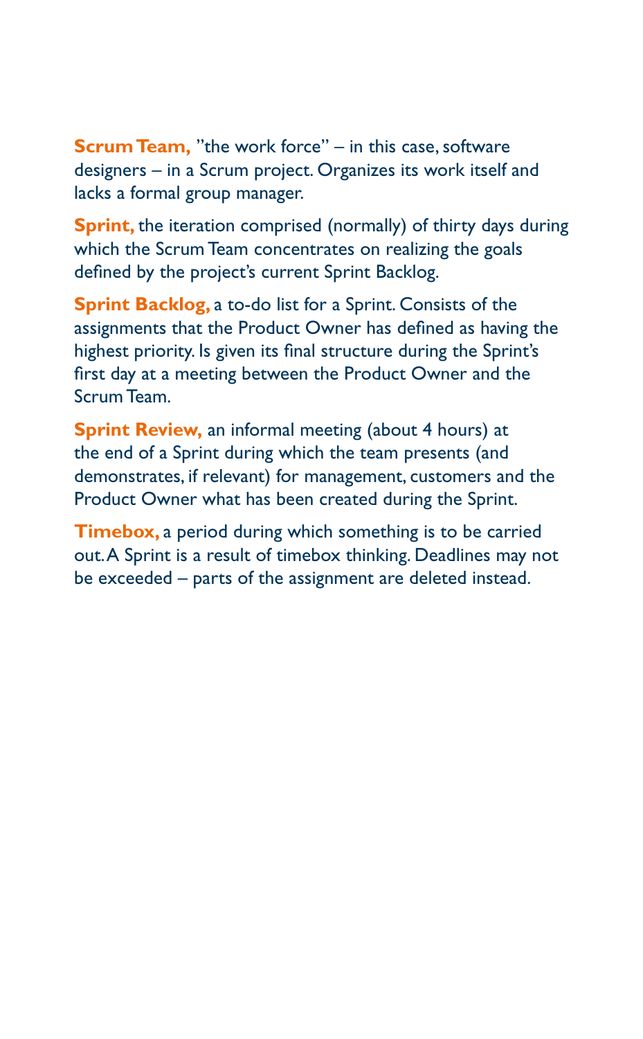**Scrum Team,** ”the work force” – in this case, software designers – in a Scrum project. Organizes its work itself and lacks a formal group manager.

**Sprint,** the iteration comprised (normally) of thirty days during which the Scrum Team concentrates on realizing the goals defined by the project’s current Sprint Backlog.

**Sprint Backlog,** a to-do list for a Sprint. Consists of the assignments that the Product Owner has defined as having the highest priority. Is given its final structure during the Sprint’s first day at a meeting between the Product Owner and the Scrum Team.

**Sprint Review,** an informal meeting (about 4 hours) at the end of a Sprint during which the team presents (and demonstrates, if relevant) for management, customers and the Product Owner what has been created during the Sprint.

**Timebox,** a period during which something is to be carried out. A Sprint is a result of timebox thinking. Deadlines may not be exceeded – parts of the assignment are deleted instead.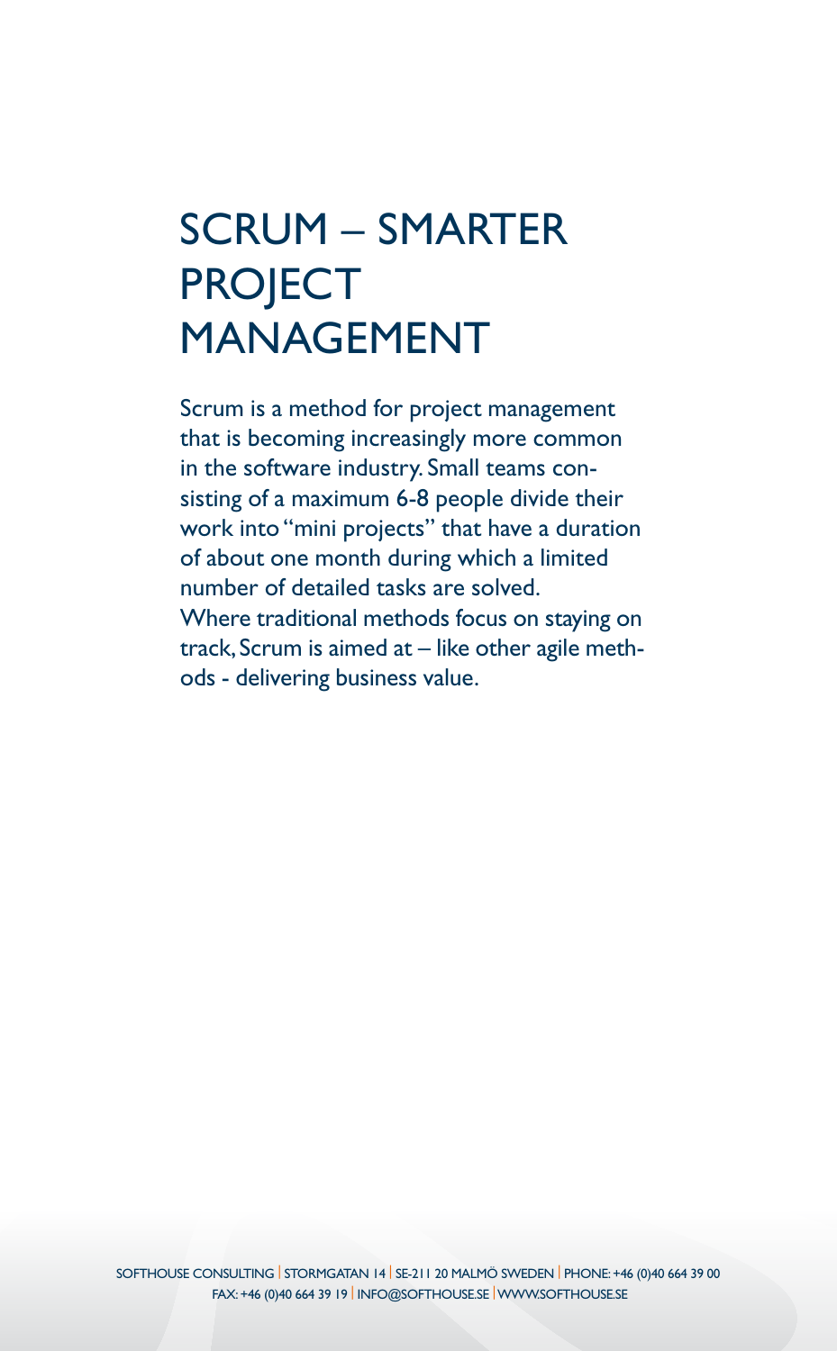# SCRUM – SMARTER PROJECT MANAGEMENT

Scrum is a method for project management that is becoming increasingly more common in the software industry. Small teams consisting of a maximum 6-8 people divide their work into "mini projects" that have a duration of about one month during which a limited number of detailed tasks are solved. Where traditional methods focus on staying on track, Scrum is aimed at – like other agile methods - delivering business value.

SOFTHOUSE CONSULTING | STORMGATAN 14 | SE-211 20 MALMÖ SWEDEN | PHONE: +46 (0)40 664 39 00
FAX: +46 (0)40 664 39 19 | INFO@SOFTHOUSE.SE | WWW.SOFTHOUSE.SE